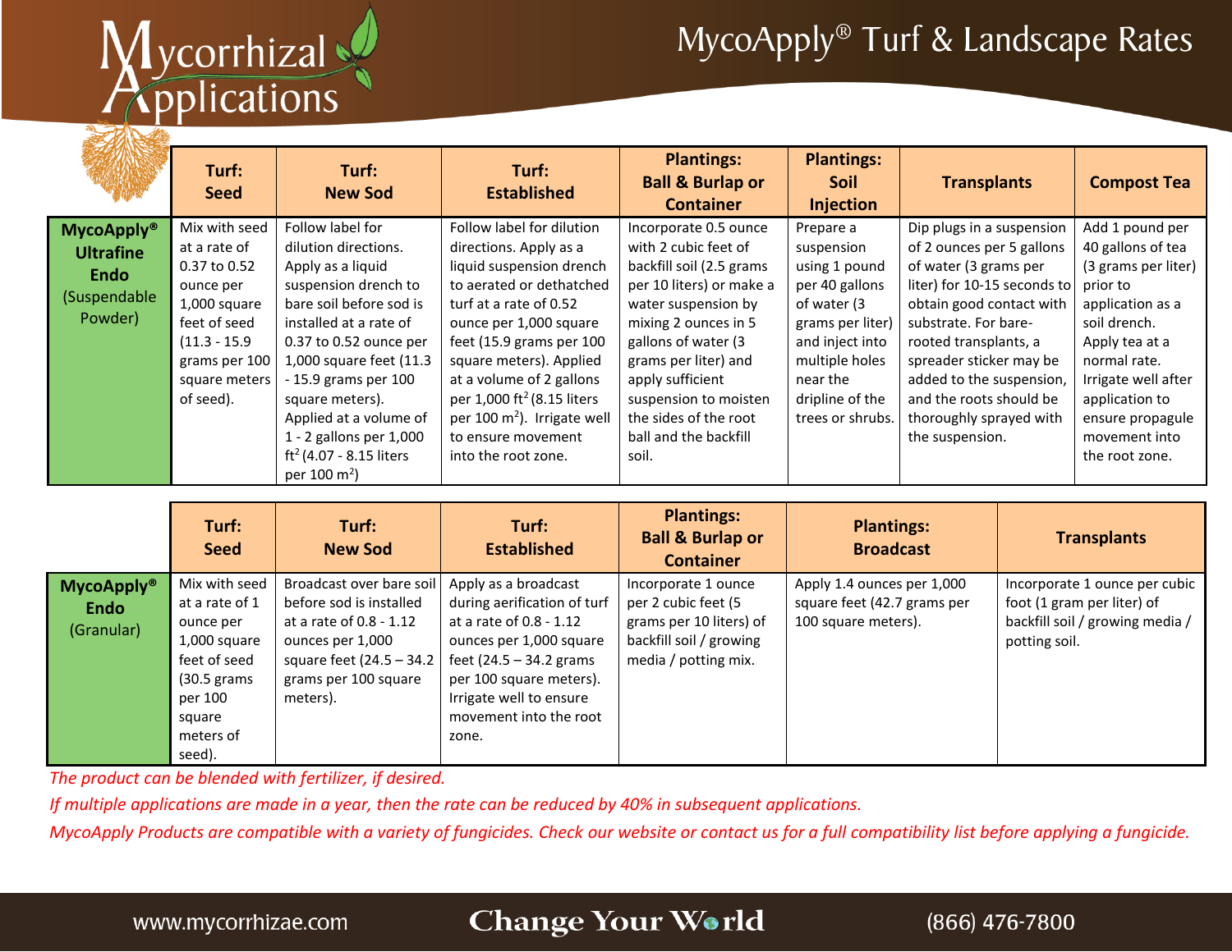# MycoApply® Turf & Landscape Rates

Mycorrhizal Applications

| | Turf: Seed | Turf: New Sod | Turf: Established | Plantings: Ball & Burlap or Container | Plantings: Soil Injection | Transplants | Compost Tea |
|---|---|---|---|---|---|---|---|
| **MycoApply® Ultrafine Endo** (Suspendable Powder) | Mix with seed at a rate of 0.37 to 0.52 ounce per 1,000 square feet of seed (11.3 - 15.9 grams per 100 square meters of seed). | Follow label for dilution directions. Apply as a liquid suspension drench to bare soil before sod is installed at a rate of 0.37 to 0.52 ounce per 1,000 square feet (11.3 - 15.9 grams per 100 square meters). Applied at a volume of 1 - 2 gallons per 1,000 ft$^2$ (4.07 - 8.15 liters per 100 m$^2$) | Follow label for dilution directions. Apply as a liquid suspension drench to aerated or dethatched turf at a rate of 0.52 ounce per 1,000 square feet (15.9 grams per 100 square meters). Applied at a volume of 2 gallons per 1,000 ft$^2$ (8.15 liters per 100 m$^2$). Irrigate well to ensure movement into the root zone. | Incorporate 0.5 ounce with 2 cubic feet of backfill soil (2.5 grams per 10 liters) or make a water suspension by mixing 2 ounces in 5 gallons of water (3 grams per liter) and apply sufficient suspension to moisten the sides of the root ball and the backfill soil. | Prepare a suspension using 1 pound per 40 gallons of water (3 grams per liter) and inject into multiple holes near the dripline of the trees or shrubs. | Dip plugs in a suspension of 2 ounces per 5 gallons of water (3 grams per liter) for 10-15 seconds to obtain good contact with substrate. For bare-rooted transplants, a spreader sticker may be added to the suspension, and the roots should be thoroughly sprayed with the suspension. | Add 1 pound per 40 gallons of tea (3 grams per liter) prior to application as a soil drench. Apply tea at a normal rate. Irrigate well after application to ensure propagule movement into the root zone. |

| | Turf: Seed | Turf: New Sod | Turf: Established | Plantings: Ball & Burlap or Container | Plantings: Broadcast | Transplants |
|---|---|---|---|---|---|---|
| **MycoApply® Endo** (Granular) | Mix with seed at a rate of 1 ounce per 1,000 square feet of seed (30.5 grams per 100 square meters of seed). | Broadcast over bare soil before sod is installed at a rate of 0.8 - 1.12 ounces per 1,000 square feet (24.5 – 34.2 grams per 100 square meters). | Apply as a broadcast during aerification of turf at a rate of 0.8 - 1.12 ounces per 1,000 square feet (24.5 – 34.2 grams per 100 square meters). Irrigate well to ensure movement into the root zone. | Incorporate 1 ounce per 2 cubic feet (5 grams per 10 liters) of backfill soil / growing media / potting mix. | Apply 1.4 ounces per 1,000 square feet (42.7 grams per 100 square meters). | Incorporate 1 ounce per cubic foot (1 gram per liter) of backfill soil / growing media / potting soil. |

*The product can be blended with fertilizer, if desired.*

*If multiple applications are made in a year, then the rate can be reduced by 40% in subsequent applications.*

*MycoApply Products are compatible with a variety of fungicides. Check our website or contact us for a full compatibility list before applying a fungicide.*

www.mycorrhizae.com | Change Your World | (866) 476-7800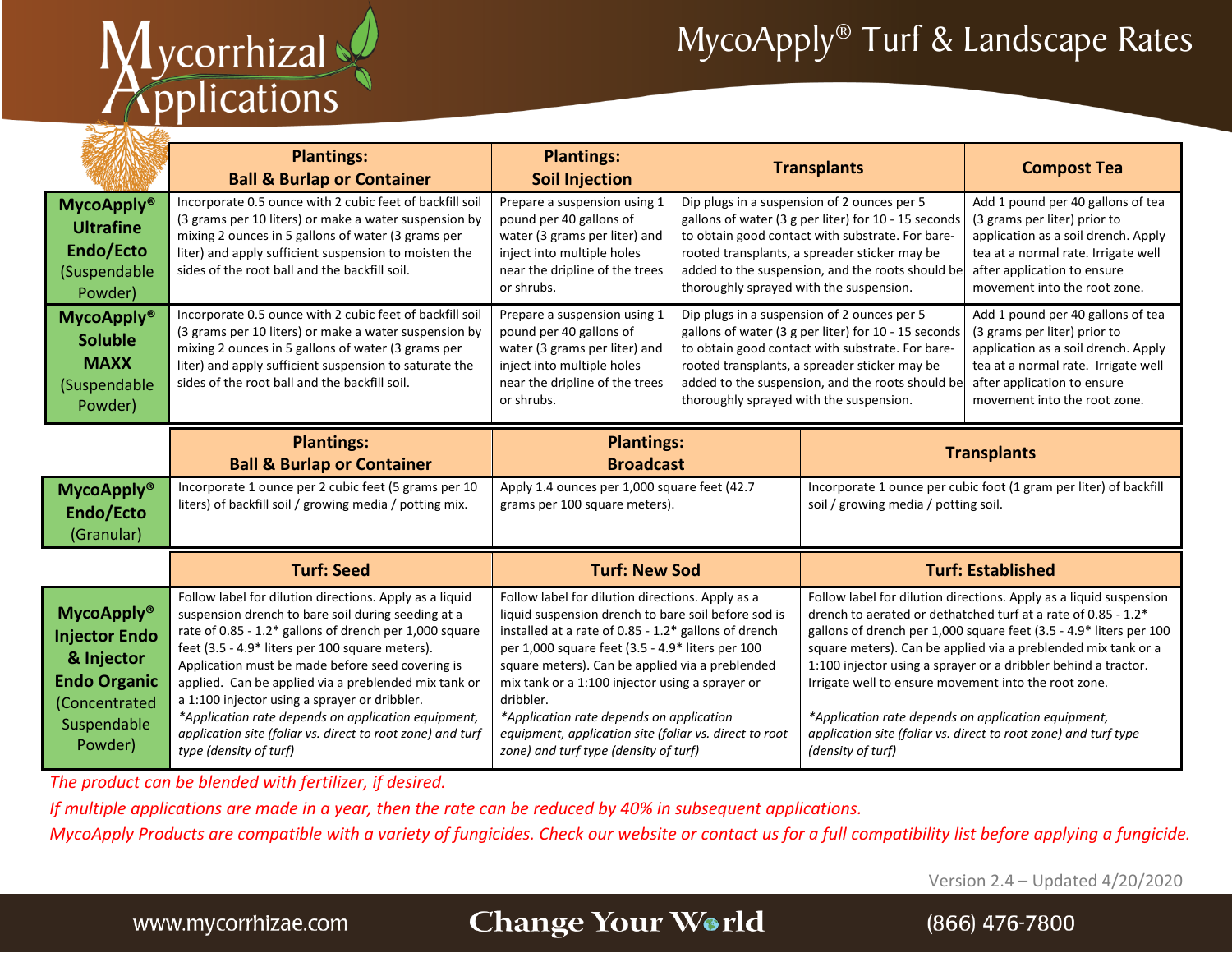# MycoApply® Turf & Landscape Rates

| | Plantings: Ball & Burlap or Container | Plantings: Soil Injection | Transplants | Compost Tea |
|---|---|---|---|---|
| **MycoApply® Ultrafine Endo/Ecto** (Suspendable Powder) | Incorporate 0.5 ounce with 2 cubic feet of backfill soil (3 grams per 10 liters) or make a water suspension by mixing 2 ounces in 5 gallons of water (3 grams per liter) and apply sufficient suspension to moisten the sides of the root ball and the backfill soil. | Prepare a suspension using 1 pound per 40 gallons of water (3 grams per liter) and inject into multiple holes near the dripline of the trees or shrubs. | Dip plugs in a suspension of 2 ounces per 5 gallons of water (3 g per liter) for 10 - 15 seconds to obtain good contact with substrate. For bare-rooted transplants, a spreader sticker may be added to the suspension, and the roots should be thoroughly sprayed with the suspension. | Add 1 pound per 40 gallons of tea (3 grams per liter) prior to application as a soil drench. Apply tea at a normal rate. Irrigate well after application to ensure movement into the root zone. |
| **MycoApply® Soluble MAXX** (Suspendable Powder) | Incorporate 0.5 ounce with 2 cubic feet of backfill soil (3 grams per 10 liters) or make a water suspension by mixing 2 ounces in 5 gallons of water (3 grams per liter) and apply sufficient suspension to saturate the sides of the root ball and the backfill soil. | Prepare a suspension using 1 pound per 40 gallons of water (3 grams per liter) and inject into multiple holes near the dripline of the trees or shrubs. | Dip plugs in a suspension of 2 ounces per 5 gallons of water (3 g per liter) for 10 - 15 seconds to obtain good contact with substrate. For bare-rooted transplants, a spreader sticker may be added to the suspension, and the roots should be thoroughly sprayed with the suspension. | Add 1 pound per 40 gallons of tea (3 grams per liter) prior to application as a soil drench. Apply tea at a normal rate. Irrigate well after application to ensure movement into the root zone. |

| | Plantings: Ball & Burlap or Container | Plantings: Broadcast | Transplants |
|---|---|---|---|
| **MycoApply® Endo/Ecto** (Granular) | Incorporate 1 ounce per 2 cubic feet (5 grams per 10 liters) of backfill soil / growing media / potting mix. | Apply 1.4 ounces per 1,000 square feet (42.7 grams per 100 square meters). | Incorporate 1 ounce per cubic foot (1 gram per liter) of backfill soil / growing media / potting soil. |

| | Turf: Seed | Turf: New Sod | Turf: Established |
|---|---|---|---|
| **MycoApply® Injector Endo & Injector Endo Organic** (Concentrated Suspendable Powder) | Follow label for dilution directions. Apply as a liquid suspension drench to bare soil during seeding at a rate of 0.85 - 1.2* gallons of drench per 1,000 square feet (3.5 - 4.9* liters per 100 square meters). Application must be made before seed covering is applied. Can be applied via a preblended mix tank or a 1:100 injector using a sprayer or dribbler. *Application rate depends on application equipment, application site (foliar vs. direct to root zone) and turf type (density of turf)* | Follow label for dilution directions. Apply as a liquid suspension drench to bare soil before sod is installed at a rate of 0.85 - 1.2* gallons of drench per 1,000 square feet (3.5 - 4.9* liters per 100 square meters). Can be applied via a preblended mix tank or a 1:100 injector using a sprayer or dribbler. *Application rate depends on application equipment, application site (foliar vs. direct to root zone) and turf type (density of turf)* | Follow label for dilution directions. Apply as a liquid suspension drench to aerated or dethatched turf at a rate of 0.85 - 1.2* gallons of drench per 1,000 square feet (3.5 - 4.9* liters per 100 square meters). Can be applied via a preblended mix tank or a 1:100 injector using a sprayer or a dribbler behind a tractor. Irrigate well to ensure movement into the root zone. *Application rate depends on application equipment, application site (foliar vs. direct to root zone) and turf type (density of turf)* |

*The product can be blended with fertilizer, if desired.*

*If multiple applications are made in a year, then the rate can be reduced by 40% in subsequent applications.*

*MycoApply Products are compatible with a variety of fungicides. Check our website or contact us for a full compatibility list before applying a fungicide.*

Version 2.4 – Updated 4/20/2020

www.mycorrhizae.com | Change Your World | (866) 476-7800